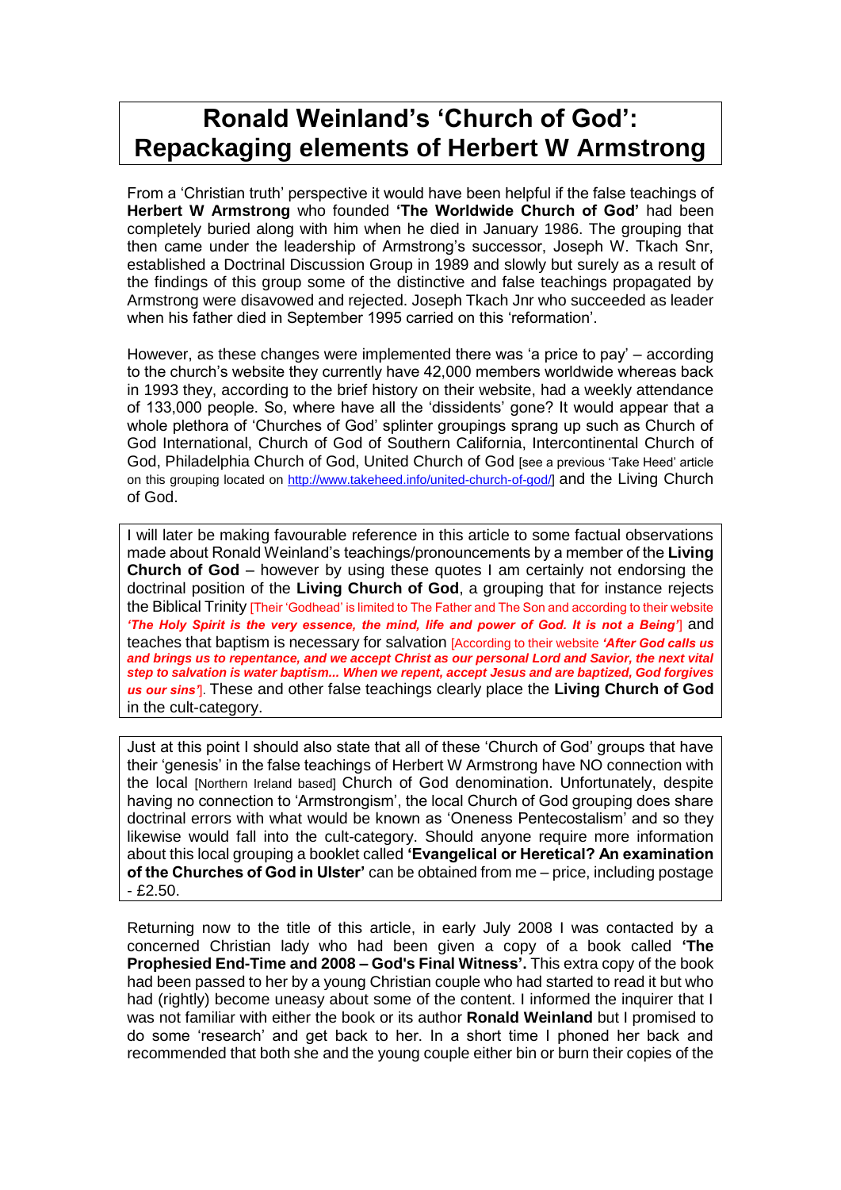# Ronald Weinland's 'Church of God': Repackaging elements of Herbert W Armstrong

From a 'Christian truth' perspective it would have been helpful if the false teachings of **Herbert W Armstrong** who founded **'The Worldwide Church of God'** had been completely buried along with him when he died in January 1986. The grouping that then came under the leadership of Armstrong's successor, Joseph W. Tkach Snr, established a Doctrinal Discussion Group in 1989 and slowly but surely as a result of the findings of this group some of the distinctive and false teachings propagated by Armstrong were disavowed and rejected. Joseph Tkach Jnr who succeeded as leader when his father died in September 1995 carried on this 'reformation'.

However, as these changes were implemented there was 'a price to pay' – according to the church's website they currently have 42,000 members worldwide whereas back in 1993 they, according to the brief history on their website, had a weekly attendance of 133,000 people. So, where have all the 'dissidents' gone? It would appear that a whole plethora of 'Churches of God' splinter groupings sprang up such as Church of God International, Church of God of Southern California, Intercontinental Church of God, Philadelphia Church of God, United Church of God [see a previous 'Take Heed' article on this grouping located on http://www.takeheed.info/united-church-of-god/] and the Living Church of God.

I will later be making favourable reference in this article to some factual observations made about Ronald Weinland's teachings/pronouncements by a member of the **Living Church of God** – however by using these quotes I am certainly not endorsing the doctrinal position of the **Living Church of God**, a grouping that for instance rejects the Biblical Trinity [Their 'Godhead' is limited to The Father and The Son and according to their website ***'The Holy Spirit is the very essence, the mind, life and power of God. It is not a Being'***] and teaches that baptism is necessary for salvation [According to their website ***'After God calls us and brings us to repentance, and we accept Christ as our personal Lord and Savior, the next vital step to salvation is water baptism... When we repent, accept Jesus and are baptized, God forgives us our sins'***]. These and other false teachings clearly place the **Living Church of God** in the cult-category.

Just at this point I should also state that all of these 'Church of God' groups that have their 'genesis' in the false teachings of Herbert W Armstrong have NO connection with the local [Northern Ireland based] Church of God denomination. Unfortunately, despite having no connection to 'Armstrongism', the local Church of God grouping does share doctrinal errors with what would be known as 'Oneness Pentecostalism' and so they likewise would fall into the cult-category. Should anyone require more information about this local grouping a booklet called **'Evangelical or Heretical? An examination of the Churches of God in Ulster'** can be obtained from me – price, including postage - £2.50.

Returning now to the title of this article, in early July 2008 I was contacted by a concerned Christian lady who had been given a copy of a book called **'The Prophesied End-Time and 2008 – God's Final Witness'.** This extra copy of the book had been passed to her by a young Christian couple who had started to read it but who had (rightly) become uneasy about some of the content. I informed the inquirer that I was not familiar with either the book or its author **Ronald Weinland** but I promised to do some 'research' and get back to her. In a short time I phoned her back and recommended that both she and the young couple either bin or burn their copies of the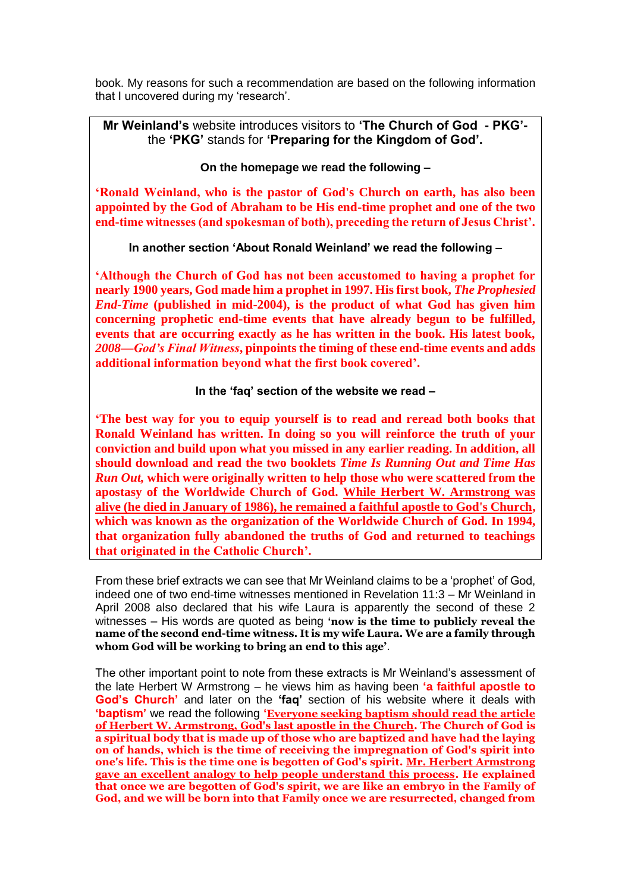book. My reasons for such a recommendation are based on the following information that I uncovered during my 'research'.

> **Mr Weinland's** website introduces visitors to **'The Church of God - PKG'**- the **'PKG'** stands for **'Preparing for the Kingdom of God'.**
>
> **On the homepage we read the following –**
>
> **'Ronald Weinland, who is the pastor of God's Church on earth, has also been appointed by the God of Abraham to be His end-time prophet and one of the two end-time witnesses (and spokesman of both), preceding the return of Jesus Christ'.**
>
> **In another section 'About Ronald Weinland' we read the following –**
>
> **'Although the Church of God has not been accustomed to having a prophet for nearly 1900 years, God made him a prophet in 1997. His first book, *The Prophesied End-Time* (published in mid-2004), is the product of what God has given him concerning prophetic end-time events that have already begun to be fulfilled, events that are occurring exactly as he has written in the book. His latest book, *2008—God's Final Witness*, pinpoints the timing of these end-time events and adds additional information beyond what the first book covered'.**
>
> **In the 'faq' section of the website we read –**
>
> **'The best way for you to equip yourself is to read and reread both books that Ronald Weinland has written. In doing so you will reinforce the truth of your conviction and build upon what you missed in any earlier reading. In addition, all should download and read the two booklets *Time Is Running Out and Time Has Run Out,* which were originally written to help those who were scattered from the apostasy of the Worldwide Church of God. <u>While Herbert W. Armstrong was alive (he died in January of 1986), he remained a faithful apostle to God's Church</u>, which was known as the organization of the Worldwide Church of God. In 1994, that organization fully abandoned the truths of God and returned to teachings that originated in the Catholic Church'.**

From these brief extracts we can see that Mr Weinland claims to be a 'prophet' of God, indeed one of two end-time witnesses mentioned in Revelation 11:3 – Mr Weinland in April 2008 also declared that his wife Laura is apparently the second of these 2 witnesses – His words are quoted as being **'now is the time to publicly reveal the name of the second end-time witness. It is my wife Laura. We are a family through whom God will be working to bring an end to this age'**.

The other important point to note from these extracts is Mr Weinland's assessment of the late Herbert W Armstrong – he views him as having been **'a faithful apostle to God's Church'** and later on the **'faq'** section of his website where it deals with **'baptism'** we read the following **'<u>Everyone seeking baptism should read the article of Herbert W. Armstrong, God's last apostle in the Church</u>. The Church of God is a spiritual body that is made up of those who are baptized and have had the laying on of hands, which is the time of receiving the impregnation of God's spirit into one's life. This is the time one is begotten of God's spirit. <u>Mr. Herbert Armstrong gave an excellent analogy to help people understand this process</u>. He explained that once we are begotten of God's spirit, we are like an embryo in the Family of God, and we will be born into that Family once we are resurrected, changed from**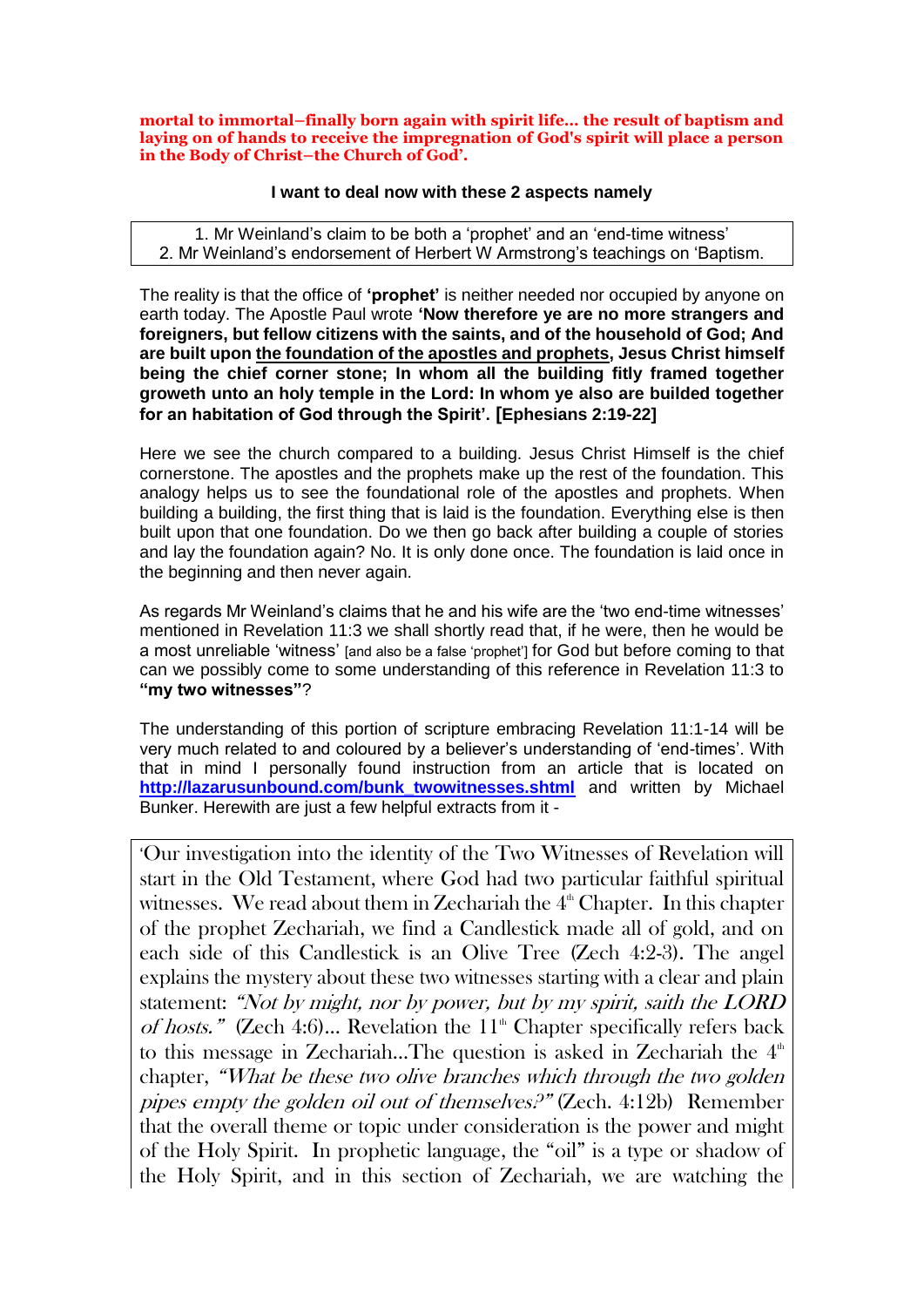**mortal to immortal–finally born again with spirit life… the result of baptism and laying on of hands to receive the impregnation of God's spirit will place a person in the Body of Christ–the Church of God'.**

**I want to deal now with these 2 aspects namely**

| 1. Mr Weinland's claim to be both a 'prophet' and an 'end-time witness' |
|---|
| 2. Mr Weinland's endorsement of Herbert W Armstrong's teachings on 'Baptism. |

The reality is that the office of **'prophet'** is neither needed nor occupied by anyone on earth today. The Apostle Paul wrote **'Now therefore ye are no more strangers and foreigners, but fellow citizens with the saints, and of the household of God; And are built upon <u>the foundation of the apostles and prophets</u>, Jesus Christ himself being the chief corner stone; In whom all the building fitly framed together groweth unto an holy temple in the Lord: In whom ye also are builded together for an habitation of God through the Spirit'. [Ephesians 2:19-22]**

Here we see the church compared to a building. Jesus Christ Himself is the chief cornerstone. The apostles and the prophets make up the rest of the foundation. This analogy helps us to see the foundational role of the apostles and prophets. When building a building, the first thing that is laid is the foundation. Everything else is then built upon that one foundation. Do we then go back after building a couple of stories and lay the foundation again? No. It is only done once. The foundation is laid once in the beginning and then never again.

As regards Mr Weinland's claims that he and his wife are the 'two end-time witnesses' mentioned in Revelation 11:3 we shall shortly read that, if he were, then he would be a most unreliable 'witness' [and also be a false 'prophet'] for God but before coming to that can we possibly come to some understanding of this reference in Revelation 11:3 to **"my two witnesses"**?

The understanding of this portion of scripture embracing Revelation 11:1-14 will be very much related to and coloured by a believer's understanding of 'end-times'. With that in mind I personally found instruction from an article that is located on **http://lazarusunbound.com/bunk_twowitnesses.shtml** and written by Michael Bunker. Herewith are just a few helpful extracts from it -

> 'Our investigation into the identity of the Two Witnesses of Revelation will start in the Old Testament, where God had two particular faithful spiritual witnesses. We read about them in Zechariah the 4th Chapter. In this chapter of the prophet Zechariah, we find a Candlestick made all of gold, and on each side of this Candlestick is an Olive Tree (Zech 4:2-3). The angel explains the mystery about these two witnesses starting with a clear and plain statement: *"Not by might, nor by power, but by my spirit, saith the LORD of hosts."* (Zech 4:6)… Revelation the 11th Chapter specifically refers back to this message in Zechariah…The question is asked in Zechariah the 4th chapter, *"What be these two olive branches which through the two golden pipes empty the golden oil out of themselves?"* (Zech. 4:12b) Remember that the overall theme or topic under consideration is the power and might of the Holy Spirit. In prophetic language, the "oil" is a type or shadow of the Holy Spirit, and in this section of Zechariah, we are watching the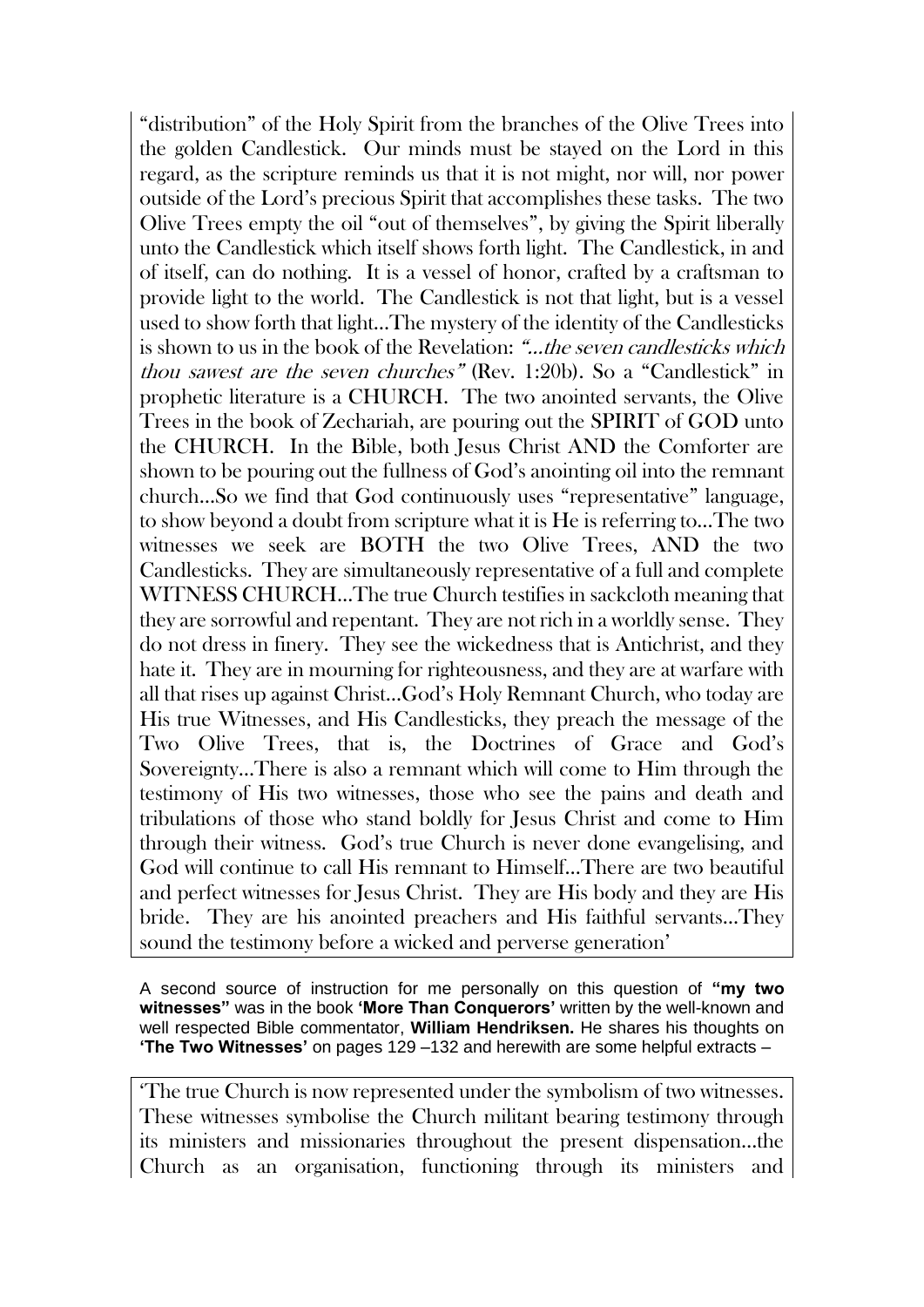"distribution" of the Holy Spirit from the branches of the Olive Trees into the golden Candlestick. Our minds must be stayed on the Lord in this regard, as the scripture reminds us that it is not might, nor will, nor power outside of the Lord's precious Spirit that accomplishes these tasks. The two Olive Trees empty the oil "out of themselves", by giving the Spirit liberally unto the Candlestick which itself shows forth light. The Candlestick, in and of itself, can do nothing. It is a vessel of honor, crafted by a craftsman to provide light to the world. The Candlestick is not that light, but is a vessel used to show forth that light…The mystery of the identity of the Candlesticks is shown to us in the book of the Revelation: *"…the seven candlesticks which thou sawest are the seven churches"* (Rev. 1:20b). So a "Candlestick" in prophetic literature is a CHURCH. The two anointed servants, the Olive Trees in the book of Zechariah, are pouring out the SPIRIT of GOD unto the CHURCH. In the Bible, both Jesus Christ AND the Comforter are shown to be pouring out the fullness of God's anointing oil into the remnant church…So we find that God continuously uses "representative" language, to show beyond a doubt from scripture what it is He is referring to…The two witnesses we seek are BOTH the two Olive Trees, AND the two Candlesticks. They are simultaneously representative of a full and complete WITNESS CHURCH…The true Church testifies in sackcloth meaning that they are sorrowful and repentant. They are not rich in a worldly sense. They do not dress in finery. They see the wickedness that is Antichrist, and they hate it. They are in mourning for righteousness, and they are at warfare with all that rises up against Christ…God's Holy Remnant Church, who today are His true Witnesses, and His Candlesticks, they preach the message of the Two Olive Trees, that is, the Doctrines of Grace and God's Sovereignty…There is also a remnant which will come to Him through the testimony of His two witnesses, those who see the pains and death and tribulations of those who stand boldly for Jesus Christ and come to Him through their witness. God's true Church is never done evangelising, and God will continue to call His remnant to Himself…There are two beautiful and perfect witnesses for Jesus Christ. They are His body and they are His bride. They are his anointed preachers and His faithful servants…They sound the testimony before a wicked and perverse generation'

A second source of instruction for me personally on this question of **"my two witnesses"** was in the book **'More Than Conquerors'** written by the well-known and well respected Bible commentator, **William Hendriksen.** He shares his thoughts on **'The Two Witnesses'** on pages 129 –132 and herewith are some helpful extracts –

'The true Church is now represented under the symbolism of two witnesses. These witnesses symbolise the Church militant bearing testimony through its ministers and missionaries throughout the present dispensation…the Church as an organisation, functioning through its ministers and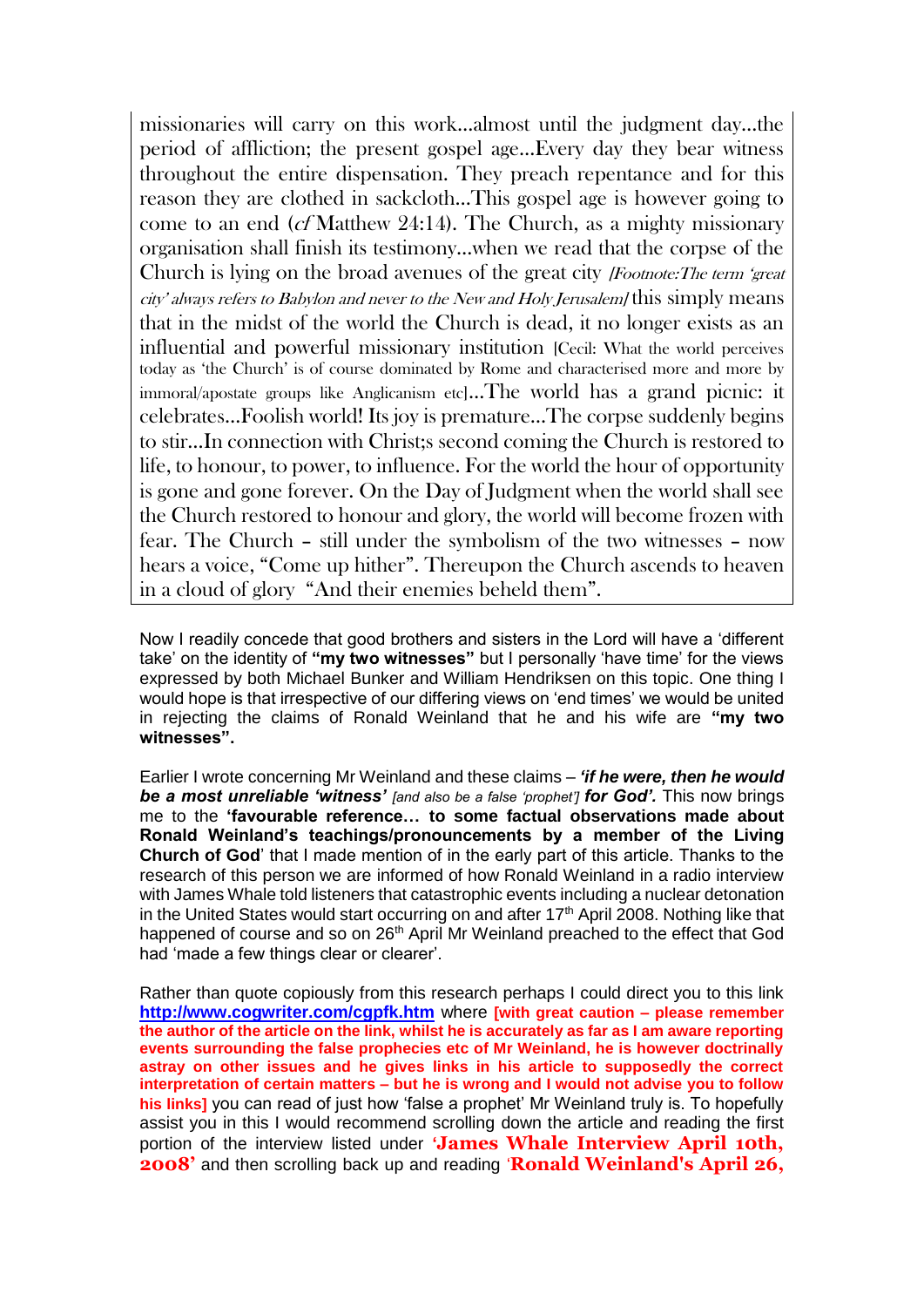> missionaries will carry on this work…almost until the judgment day…the period of affliction; the present gospel age…Every day they bear witness throughout the entire dispensation. They preach repentance and for this reason they are clothed in sackcloth…This gospel age is however going to come to an end (*cf* Matthew 24:14). The Church, as a mighty missionary organisation shall finish its testimony…when we read that the corpse of the Church is lying on the broad avenues of the great city *[Footnote:The term 'great city' always refers to Babylon and never to the New and Holy Jerusalem]* this simply means that in the midst of the world the Church is dead, it no longer exists as an influential and powerful missionary institution [Cecil: What the world perceives today as 'the Church' is of course dominated by Rome and characterised more and more by immoral/apostate groups like Anglicanism etc]…The world has a grand picnic: it celebrates…Foolish world! Its joy is premature…The corpse suddenly begins to stir…In connection with Christ;s second coming the Church is restored to life, to honour, to power, to influence. For the world the hour of opportunity is gone and gone forever. On the Day of Judgment when the world shall see the Church restored to honour and glory, the world will become frozen with fear. The Church – still under the symbolism of the two witnesses – now hears a voice, "Come up hither". Thereupon the Church ascends to heaven in a cloud of glory "And their enemies beheld them".

Now I readily concede that good brothers and sisters in the Lord will have a 'different take' on the identity of **"my two witnesses"** but I personally 'have time' for the views expressed by both Michael Bunker and William Hendriksen on this topic. One thing I would hope is that irrespective of our differing views on 'end times' we would be united in rejecting the claims of Ronald Weinland that he and his wife are **"my two witnesses".**

Earlier I wrote concerning Mr Weinland and these claims – ***'if he were, then he would be a most unreliable 'witness'*** *[and also be a false 'prophet']* ***for God'.*** This now brings me to the **'favourable reference… to some factual observations made about Ronald Weinland's teachings/pronouncements by a member of the Living Church of God**' that I made mention of in the early part of this article. Thanks to the research of this person we are informed of how Ronald Weinland in a radio interview with James Whale told listeners that catastrophic events including a nuclear detonation in the United States would start occurring on and after 17th April 2008. Nothing like that happened of course and so on 26th April Mr Weinland preached to the effect that God had 'made a few things clear or clearer'.

Rather than quote copiously from this research perhaps I could direct you to this link **http://www.cogwriter.com/cgpfk.htm** where **[with great caution – please remember the author of the article on the link, whilst he is accurately as far as I am aware reporting events surrounding the false prophecies etc of Mr Weinland, he is however doctrinally astray on other issues and he gives links in his article to supposedly the correct interpretation of certain matters – but he is wrong and I would not advise you to follow his links]** you can read of just how 'false a prophet' Mr Weinland truly is. To hopefully assist you in this I would recommend scrolling down the article and reading the first portion of the interview listed under **'James Whale Interview April 10th, 2008'** and then scrolling back up and reading '**Ronald Weinland's April 26,**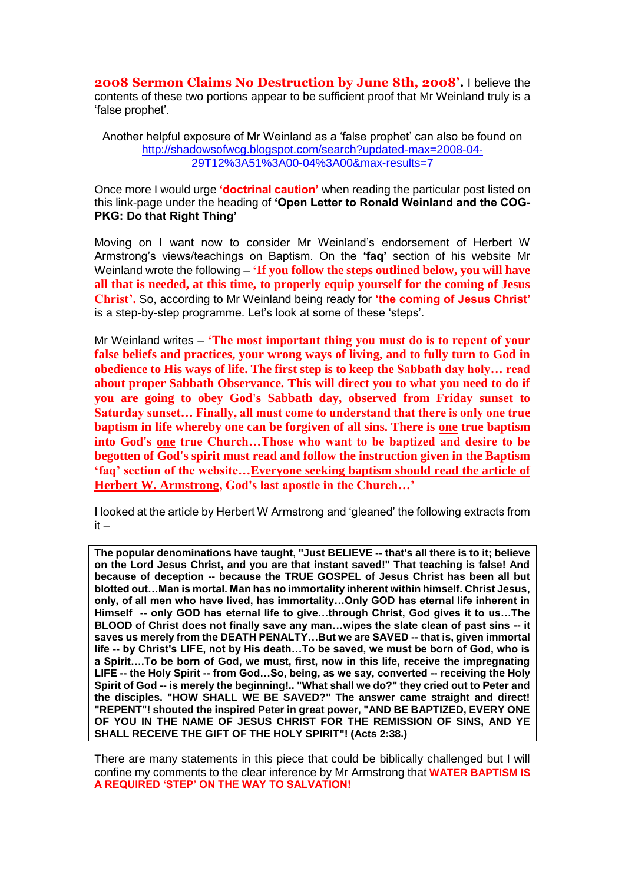**2008 Sermon Claims No Destruction by June 8th, 2008'.** I believe the contents of these two portions appear to be sufficient proof that Mr Weinland truly is a 'false prophet'.

Another helpful exposure of Mr Weinland as a 'false prophet' can also be found on http://shadowsofwcg.blogspot.com/search?updated-max=2008-04-29T12%3A51%3A00-04%3A00&max-results=7

Once more I would urge **'doctrinal caution'** when reading the particular post listed on this link-page under the heading of **'Open Letter to Ronald Weinland and the COG-PKG: Do that Right Thing'**

Moving on I want now to consider Mr Weinland's endorsement of Herbert W Armstrong's views/teachings on Baptism. On the **'faq'** section of his website Mr Weinland wrote the following – **'If you follow the steps outlined below, you will have all that is needed, at this time, to properly equip yourself for the coming of Jesus Christ'.** So, according to Mr Weinland being ready for **'the coming of Jesus Christ'** is a step-by-step programme. Let's look at some of these 'steps'.

Mr Weinland writes – **'The most important thing you must do is to repent of your false beliefs and practices, your wrong ways of living, and to fully turn to God in obedience to His ways of life. The first step is to keep the Sabbath day holy… read about proper Sabbath Observance. This will direct you to what you need to do if you are going to obey God's Sabbath day, observed from Friday sunset to Saturday sunset… Finally, all must come to understand that there is only one true baptism in life whereby one can be forgiven of all sins. There is <u>one</u> true baptism into God's <u>one</u> true Church…Those who want to be baptized and desire to be begotten of God's spirit must read and follow the instruction given in the Baptism 'faq' section of the website…<u>Everyone seeking baptism should read the article of Herbert W. Armstrong</u>, God's last apostle in the Church…'**

I looked at the article by Herbert W Armstrong and 'gleaned' the following extracts from it –

> **The popular denominations have taught, "Just BELIEVE -- that's all there is to it; believe on the Lord Jesus Christ, and you are that instant saved!" That teaching is false! And because of deception -- because the TRUE GOSPEL of Jesus Christ has been all but blotted out…Man is mortal. Man has no immortality inherent within himself. Christ Jesus, only, of all men who have lived, has immortality…Only GOD has eternal life inherent in Himself -- only GOD has eternal life to give…through Christ, God gives it to us…The BLOOD of Christ does not finally save any man…wipes the slate clean of past sins -- it saves us merely from the DEATH PENALTY…But we are SAVED -- that is, given immortal life -- by Christ's LIFE, not by His death…To be saved, we must be born of God, who is a Spirit….To be born of God, we must, first, now in this life, receive the impregnating LIFE -- the Holy Spirit -- from God…So, being, as we say, converted -- receiving the Holy Spirit of God -- is merely the beginning!.. "What shall we do?" they cried out to Peter and the disciples. "HOW SHALL WE BE SAVED?" The answer came straight and direct! "REPENT"! shouted the inspired Peter in great power, "AND BE BAPTIZED, EVERY ONE OF YOU IN THE NAME OF JESUS CHRIST FOR THE REMISSION OF SINS, AND YE SHALL RECEIVE THE GIFT OF THE HOLY SPIRIT"! (Acts 2:38.)**

There are many statements in this piece that could be biblically challenged but I will confine my comments to the clear inference by Mr Armstrong that **WATER BAPTISM IS A REQUIRED 'STEP' ON THE WAY TO SALVATION!**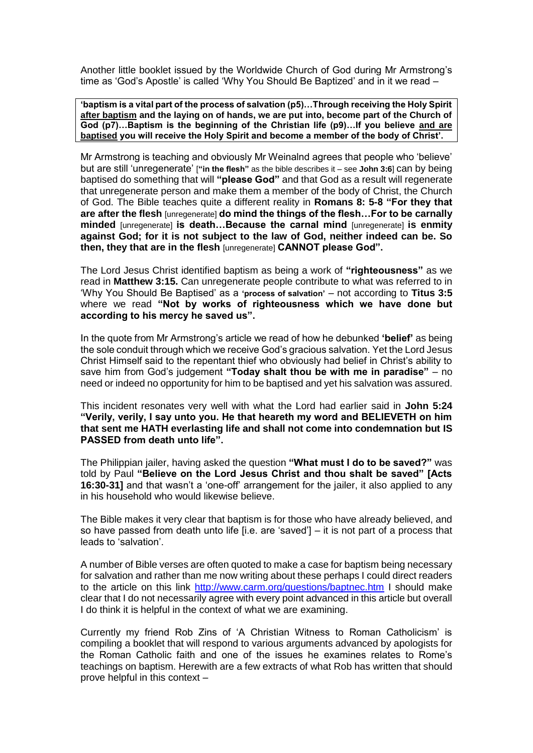Another little booklet issued by the Worldwide Church of God during Mr Armstrong's time as 'God's Apostle' is called 'Why You Should Be Baptized' and in it we read –

> **'baptism is a vital part of the process of salvation (p5)…Through receiving the Holy Spirit <u>after baptism</u> and the laying on of hands, we are put into, become part of the Church of God (p7)…Baptism is the beginning of the Christian life (p9)…If you believe <u>and are baptised</u> you will receive the Holy Spirit and become a member of the body of Christ'.**

Mr Armstrong is teaching and obviously Mr Weinalnd agrees that people who 'believe' but are still 'unregenerate' [**"in the flesh"** as the bible describes it – see **John 3:6**] can by being baptised do something that will **"please God"** and that God as a result will regenerate that unregenerate person and make them a member of the body of Christ, the Church of God. The Bible teaches quite a different reality in **Romans 8: 5-8 "For they that are after the flesh** [unregenerate] **do mind the things of the flesh…For to be carnally minded** [unregenerate] **is death…Because the carnal mind** [unregenerate] **is enmity against God; for it is not subject to the law of God, neither indeed can be. So then, they that are in the flesh** [unregenerate] **CANNOT please God".**

The Lord Jesus Christ identified baptism as being a work of **"righteousness"** as we read in **Matthew 3:15.** Can unregenerate people contribute to what was referred to in 'Why You Should Be Baptised' as a **'process of salvation'** – not according to **Titus 3:5** where we read **"Not by works of righteousness which we have done but according to his mercy he saved us".**

In the quote from Mr Armstrong's article we read of how he debunked **'belief'** as being the sole conduit through which we receive God's gracious salvation. Yet the Lord Jesus Christ Himself said to the repentant thief who obviously had belief in Christ's ability to save him from God's judgement **"Today shalt thou be with me in paradise"** – no need or indeed no opportunity for him to be baptised and yet his salvation was assured.

This incident resonates very well with what the Lord had earlier said in **John 5:24 "Verily, verily, I say unto you. He that heareth my word and BELIEVETH on him that sent me HATH everlasting life and shall not come into condemnation but IS PASSED from death unto life".**

The Philippian jailer, having asked the question **"What must I do to be saved?"** was told by Paul **"Believe on the Lord Jesus Christ and thou shalt be saved" [Acts 16:30-31]** and that wasn't a 'one-off' arrangement for the jailer, it also applied to any in his household who would likewise believe.

The Bible makes it very clear that baptism is for those who have already believed, and so have passed from death unto life [i.e. are 'saved'] – it is not part of a process that leads to 'salvation'.

A number of Bible verses are often quoted to make a case for baptism being necessary for salvation and rather than me now writing about these perhaps I could direct readers to the article on this link http://www.carm.org/questions/baptnec.htm I should make clear that I do not necessarily agree with every point advanced in this article but overall I do think it is helpful in the context of what we are examining.

Currently my friend Rob Zins of 'A Christian Witness to Roman Catholicism' is compiling a booklet that will respond to various arguments advanced by apologists for the Roman Catholic faith and one of the issues he examines relates to Rome's teachings on baptism. Herewith are a few extracts of what Rob has written that should prove helpful in this context –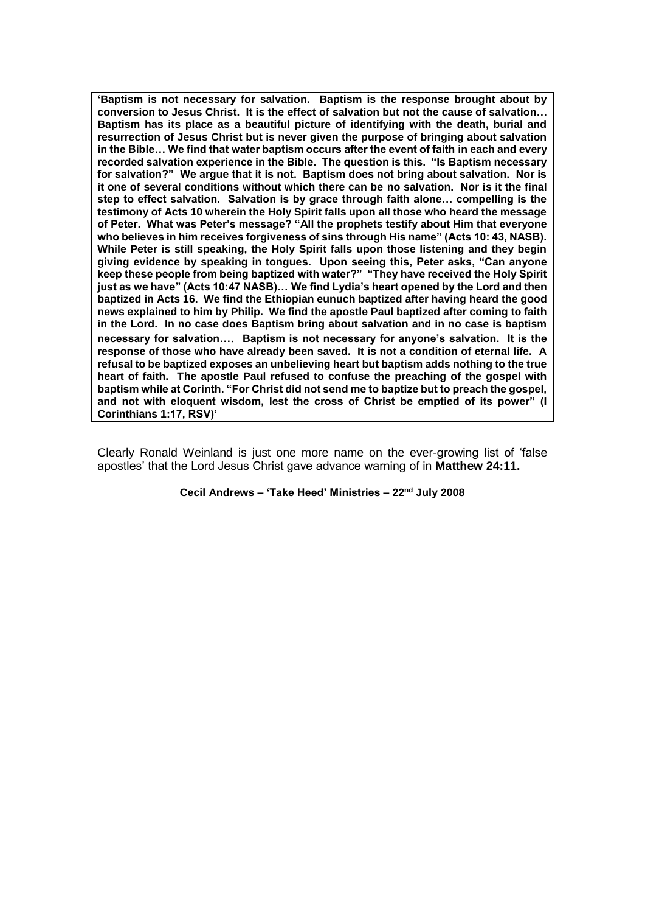**'Baptism is not necessary for salvation. Baptism is the response brought about by conversion to Jesus Christ. It is the effect of salvation but not the cause of salvation… Baptism has its place as a beautiful picture of identifying with the death, burial and resurrection of Jesus Christ but is never given the purpose of bringing about salvation in the Bible… We find that water baptism occurs after the event of faith in each and every recorded salvation experience in the Bible. The question is this. "Is Baptism necessary for salvation?" We argue that it is not. Baptism does not bring about salvation. Nor is it one of several conditions without which there can be no salvation. Nor is it the final step to effect salvation. Salvation is by grace through faith alone… compelling is the testimony of Acts 10 wherein the Holy Spirit falls upon all those who heard the message of Peter. What was Peter's message? "All the prophets testify about Him that everyone who believes in him receives forgiveness of sins through His name" (Acts 10: 43, NASB). While Peter is still speaking, the Holy Spirit falls upon those listening and they begin giving evidence by speaking in tongues. Upon seeing this, Peter asks, "Can anyone keep these people from being baptized with water?" "They have received the Holy Spirit just as we have" (Acts 10:47 NASB)… We find Lydia's heart opened by the Lord and then baptized in Acts 16. We find the Ethiopian eunuch baptized after having heard the good news explained to him by Philip. We find the apostle Paul baptized after coming to faith in the Lord. In no case does Baptism bring about salvation and in no case is baptism necessary for salvation…. Baptism is not necessary for anyone's salvation. It is the response of those who have already been saved. It is not a condition of eternal life. A refusal to be baptized exposes an unbelieving heart but baptism adds nothing to the true heart of faith. The apostle Paul refused to confuse the preaching of the gospel with baptism while at Corinth. "For Christ did not send me to baptize but to preach the gospel, and not with eloquent wisdom, lest the cross of Christ be emptied of its power" (I Corinthians 1:17, RSV)'**

Clearly Ronald Weinland is just one more name on the ever-growing list of 'false apostles' that the Lord Jesus Christ gave advance warning of in **Matthew 24:11.**

**Cecil Andrews – 'Take Heed' Ministries – 22nd July 2008**